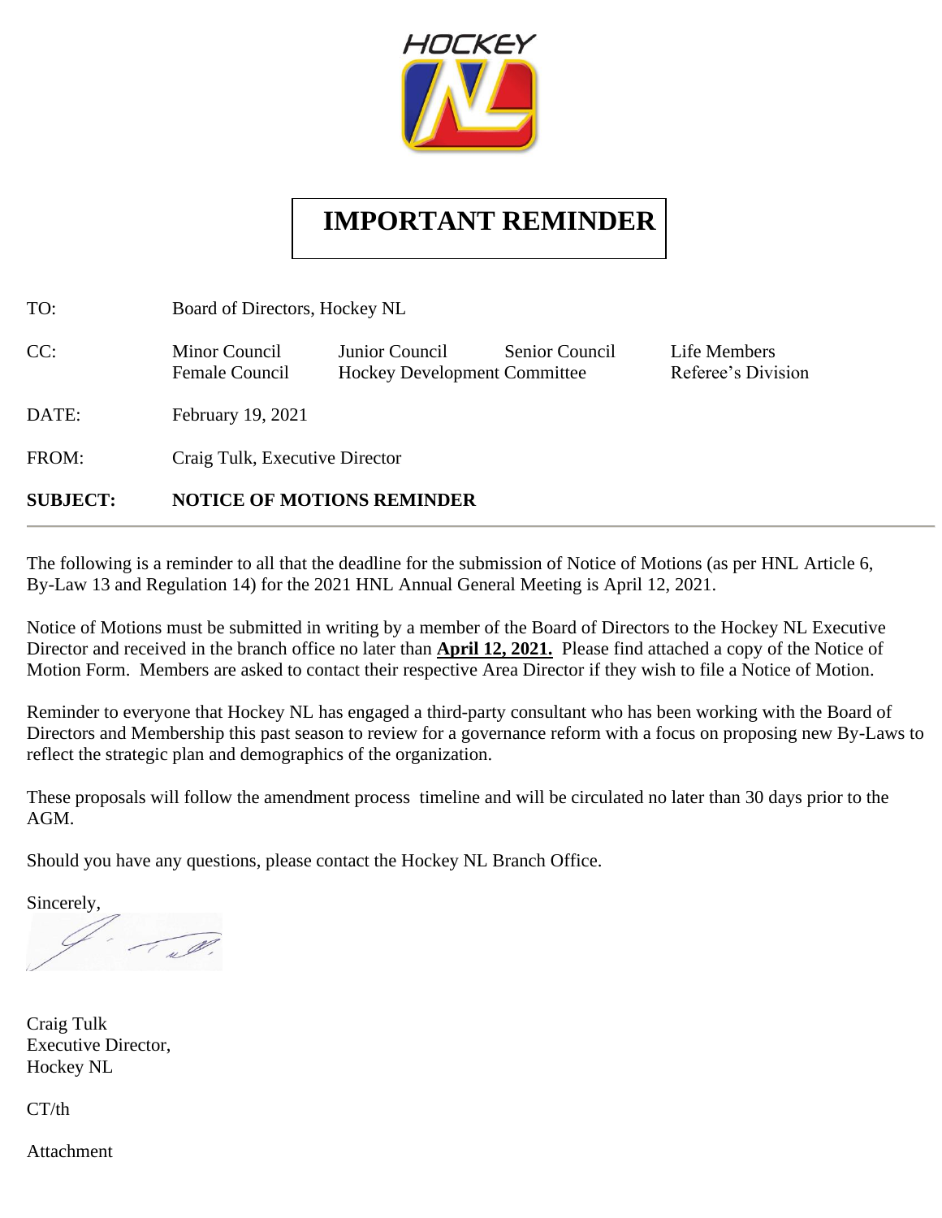# IMPORTANT REMINDER

| | | | | |
|---|---|---|---|---|
| TO: | Board of Directors, Hockey NL | | | |
| CC: | Minor Council<br>Female Council | Junior Council<br>Hockey Development Committee | Senior Council | Life Members<br>Referee's Division |
| DATE: | February 19, 2021 | | | |
| FROM: | Craig Tulk, Executive Director | | | |
| **SUBJECT:** | **NOTICE OF MOTIONS REMINDER** | | | |

---

The following is a reminder to all that the deadline for the submission of Notice of Motions (as per HNL Article 6, By-Law 13 and Regulation 14) for the 2021 HNL Annual General Meeting is April 12, 2021.

Notice of Motions must be submitted in writing by a member of the Board of Directors to the Hockey NL Executive Director and received in the branch office no later than **April 12, 2021.** Please find attached a copy of the Notice of Motion Form. Members are asked to contact their respective Area Director if they wish to file a Notice of Motion.

Reminder to everyone that Hockey NL has engaged a third-party consultant who has been working with the Board of Directors and Membership this past season to review for a governance reform with a focus on proposing new By-Laws to reflect the strategic plan and demographics of the organization.

These proposals will follow the amendment process timeline and will be circulated no later than 30 days prior to the AGM.

Should you have any questions, please contact the Hockey NL Branch Office.

Sincerely,

Craig Tulk
Executive Director,
Hockey NL

CT/th

Attachment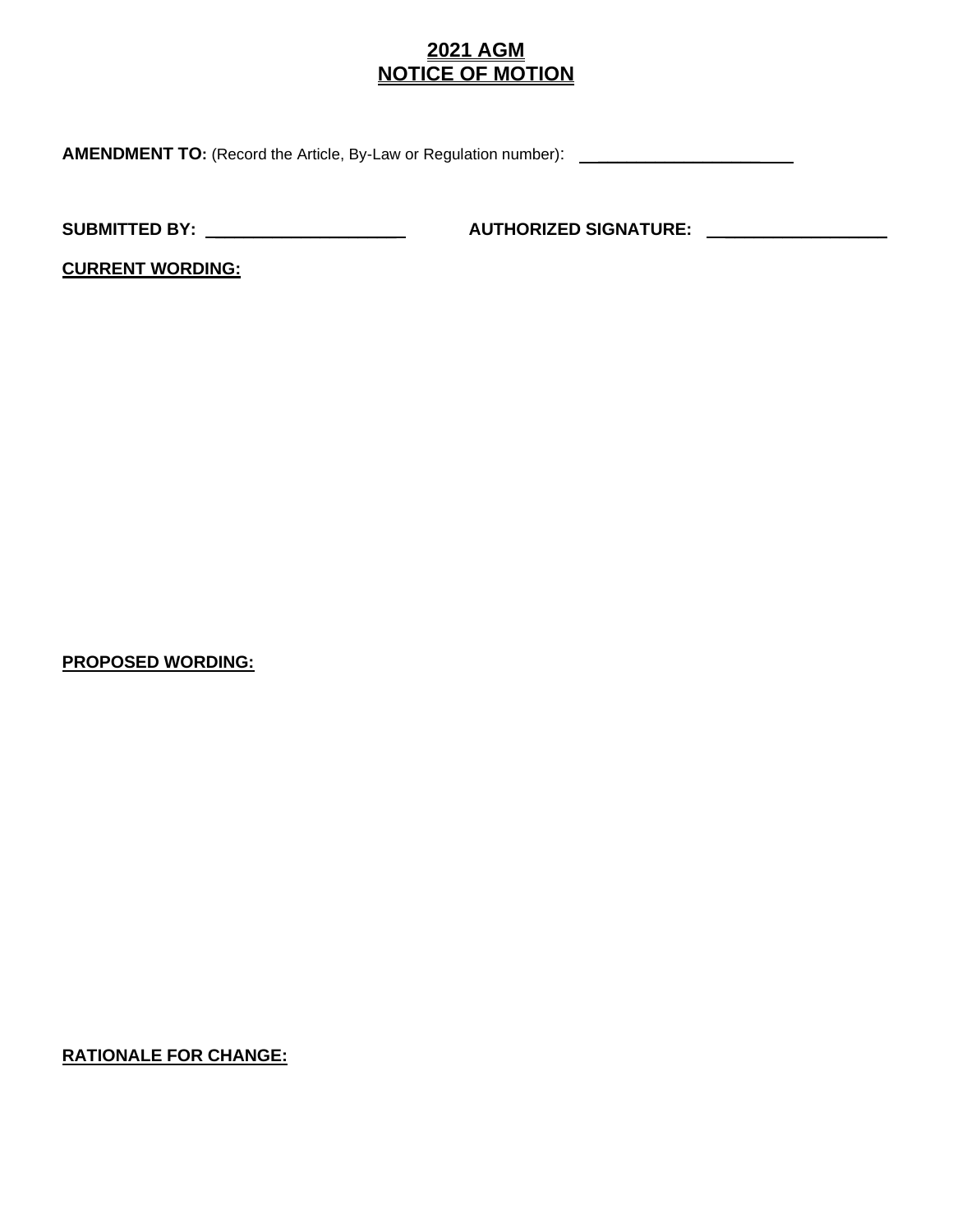# 2021 AGM
# NOTICE OF MOTION

**AMENDMENT TO:** (Record the Article, By-Law or Regulation number): ______________________

**SUBMITTED BY:** ____________________ **AUTHORIZED SIGNATURE:** ____________________

**CURRENT WORDING:**

**PROPOSED WORDING:**

**RATIONALE FOR CHANGE:**